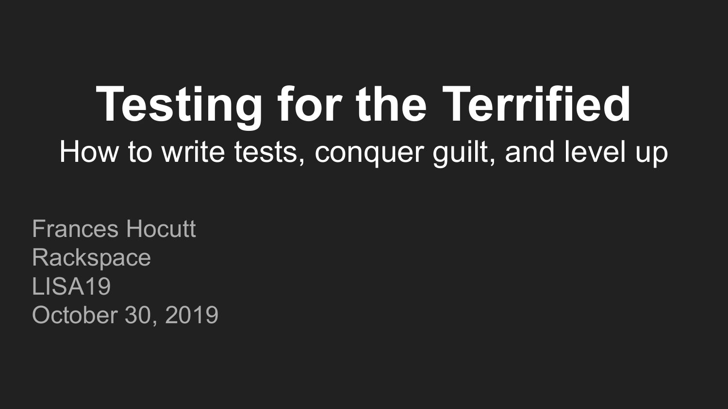# Testing for the Terrified

How to write tests, conquer guilt, and level up

Frances Hocutt
Rackspace
LISA19
October 30, 2019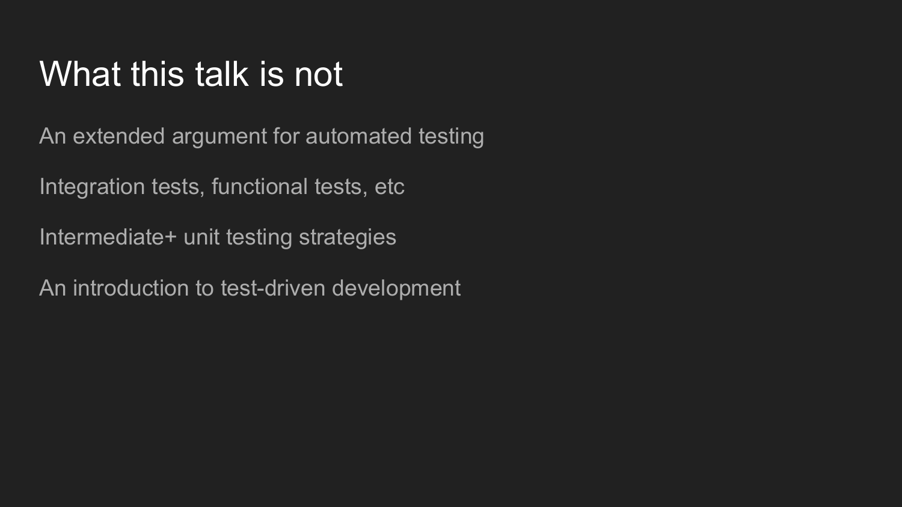# What this talk is not

An extended argument for automated testing

Integration tests, functional tests, etc

Intermediate+ unit testing strategies

An introduction to test-driven development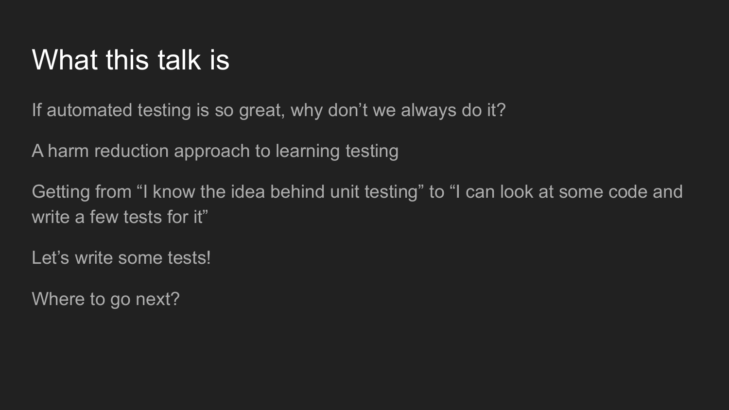# What this talk is

If automated testing is so great, why don’t we always do it?

A harm reduction approach to learning testing

Getting from “I know the idea behind unit testing” to “I can look at some code and write a few tests for it”

Let’s write some tests!

Where to go next?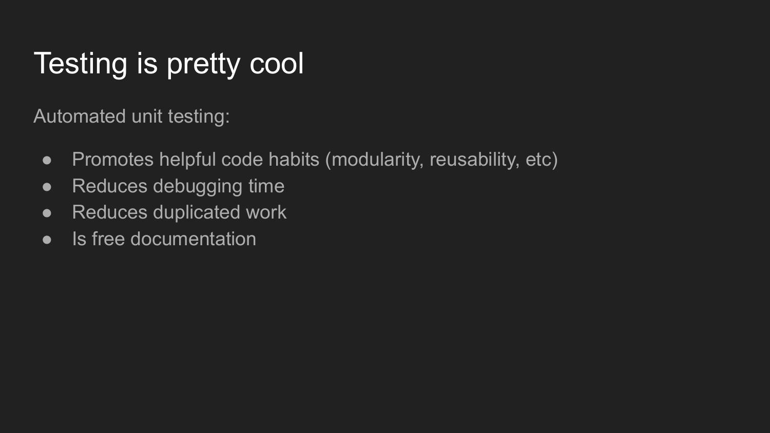# Testing is pretty cool

Automated unit testing:

- Promotes helpful code habits (modularity, reusability, etc)
- Reduces debugging time
- Reduces duplicated work
- Is free documentation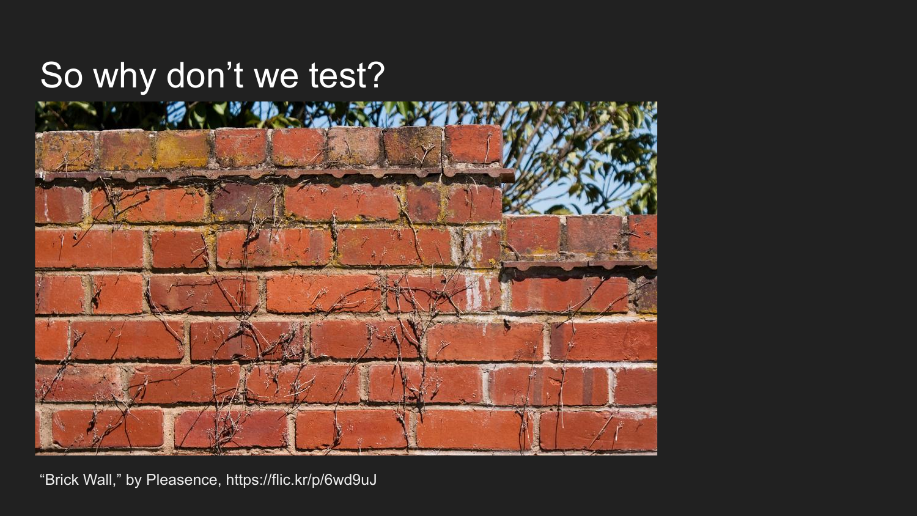# So why don't we test?

"Brick Wall," by Pleasence, https://flic.kr/p/6wd9uJ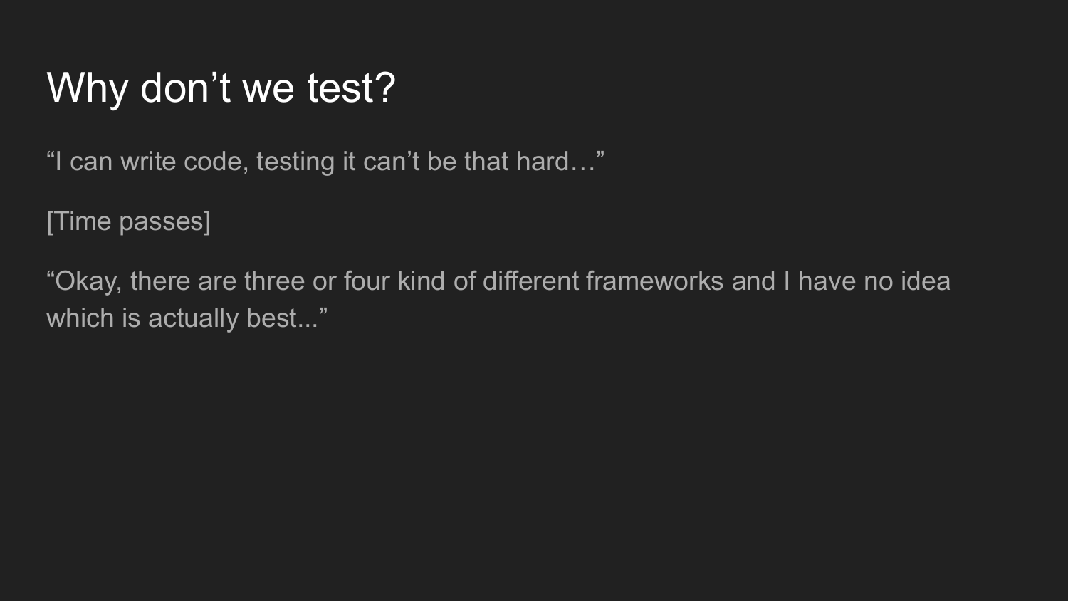# Why don’t we test?

“I can write code, testing it can’t be that hard…”

[Time passes]

“Okay, there are three or four kind of different frameworks and I have no idea which is actually best...”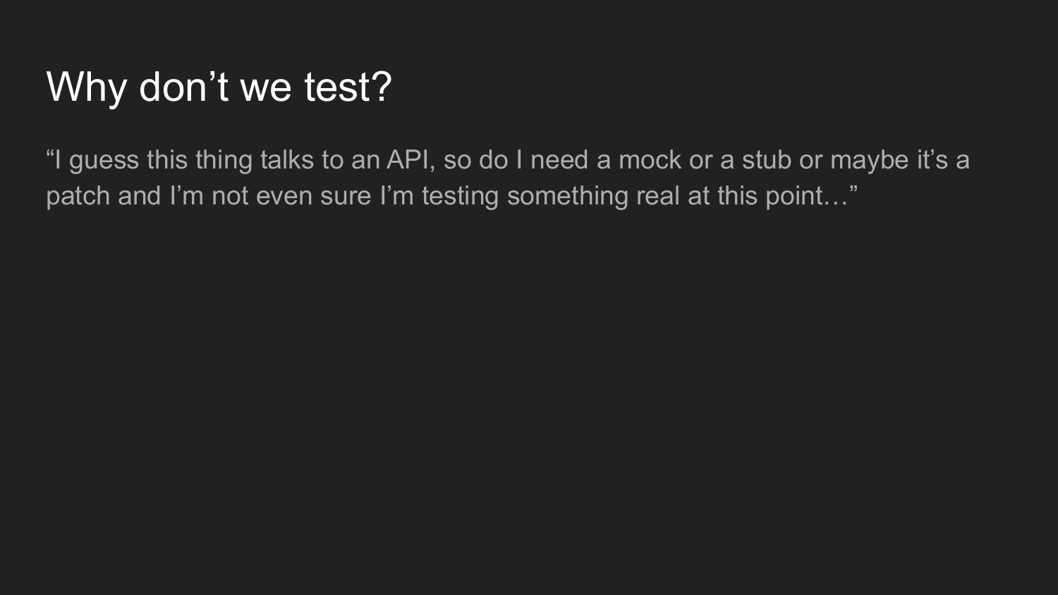# Why don't we test?

"I guess this thing talks to an API, so do I need a mock or a stub or maybe it's a patch and I'm not even sure I'm testing something real at this point…"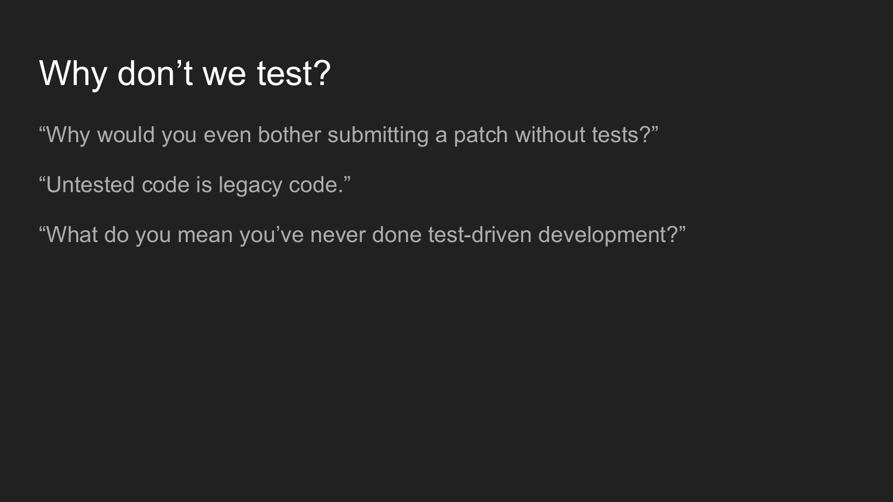# Why don’t we test?

“Why would you even bother submitting a patch without tests?”

“Untested code is legacy code.”

“What do you mean you’ve never done test-driven development?”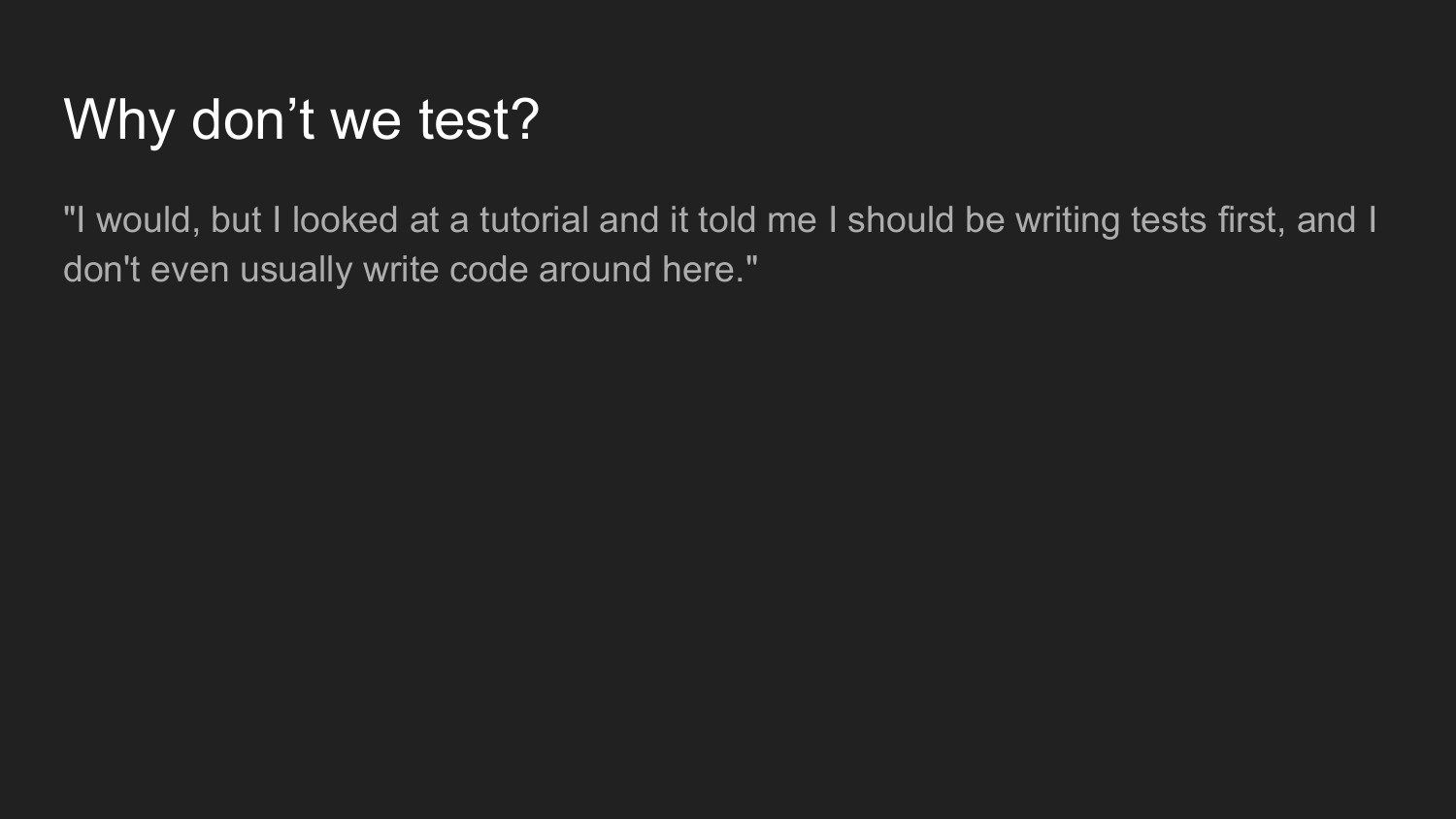# Why don’t we test?

"I would, but I looked at a tutorial and it told me I should be writing tests first, and I don't even usually write code around here."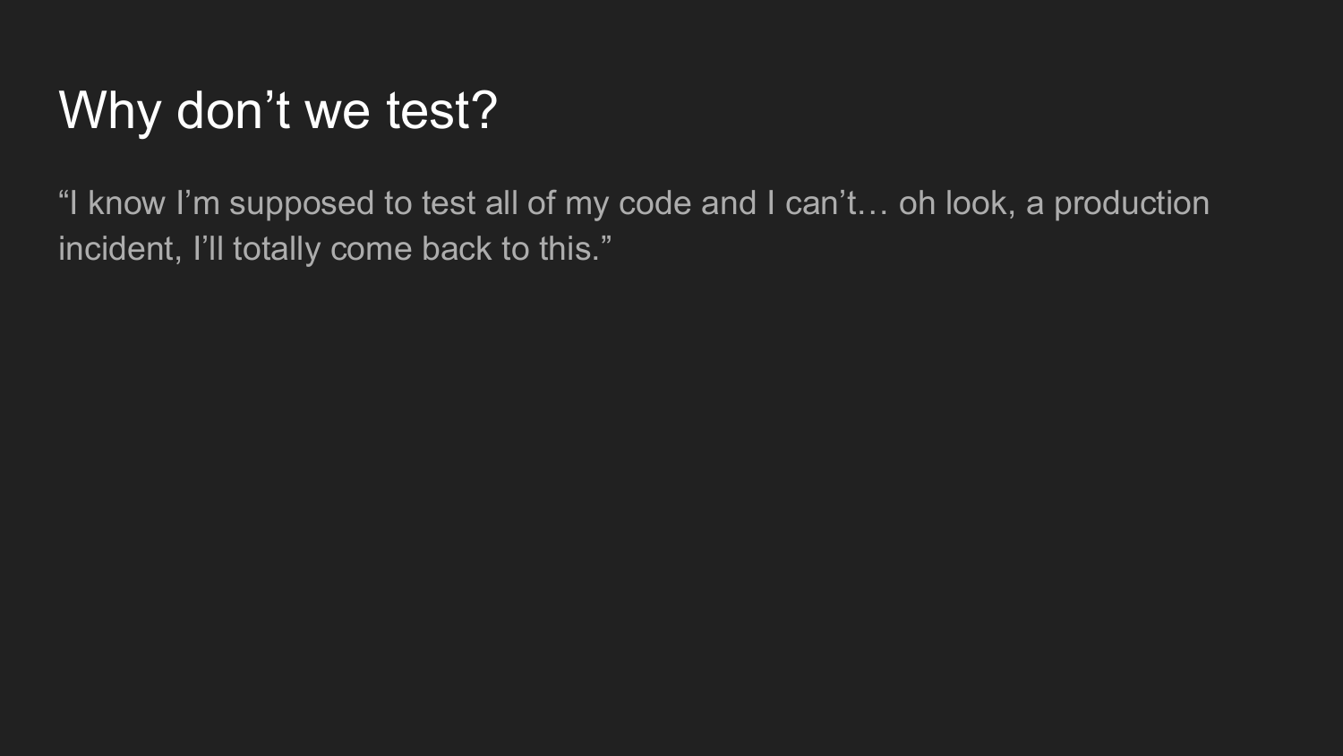# Why don’t we test?

“I know I’m supposed to test all of my code and I can’t… oh look, a production incident, I’ll totally come back to this.”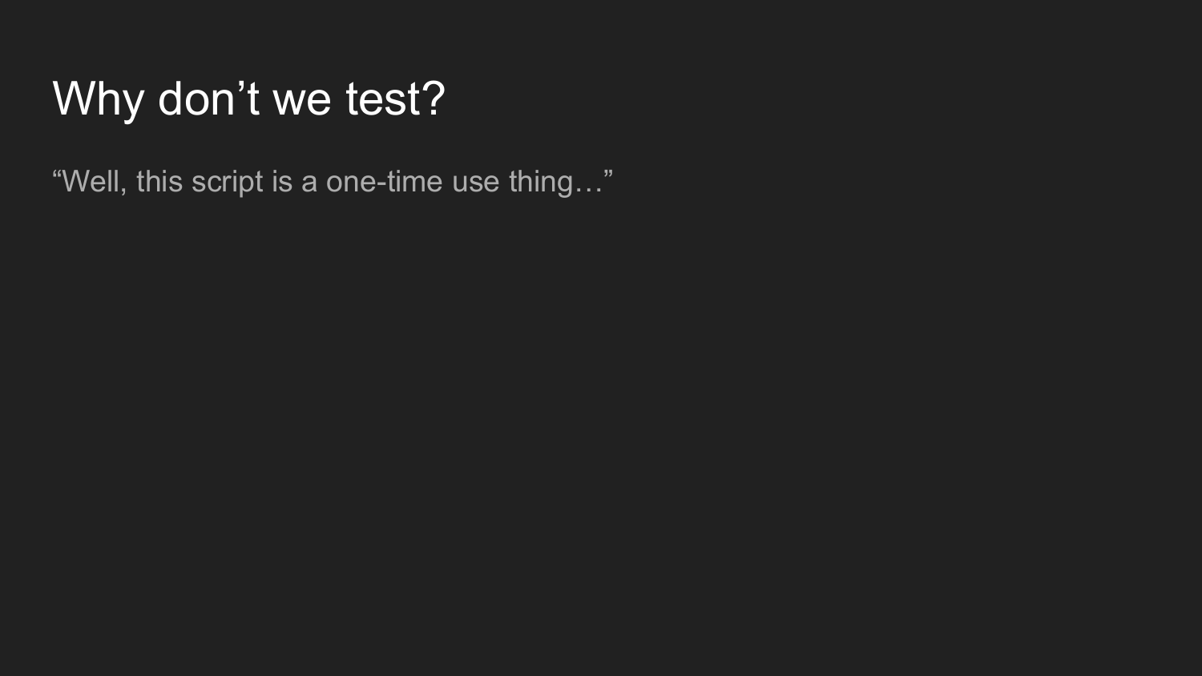# Why don’t we test?

“Well, this script is a one-time use thing…”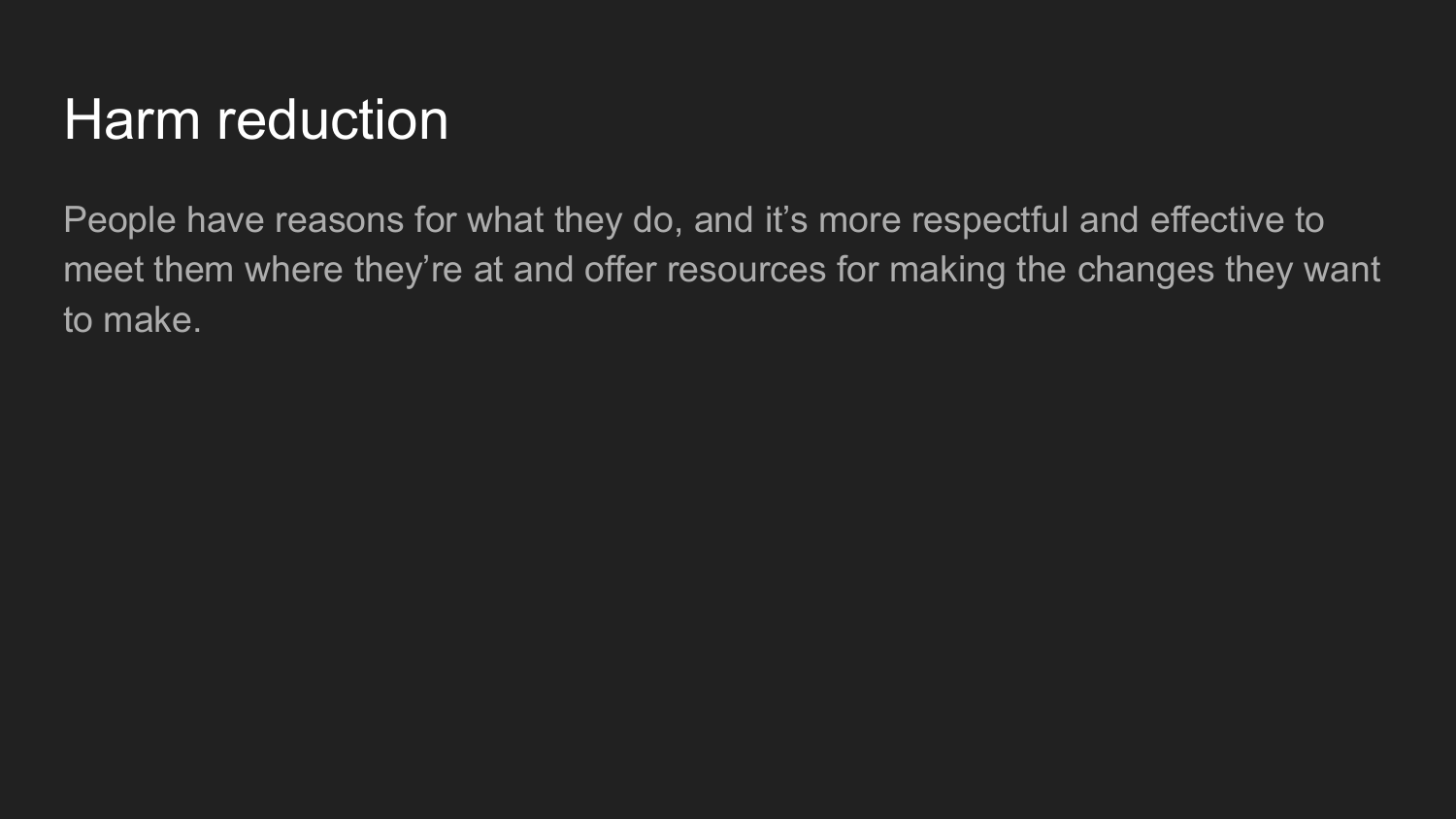# Harm reduction

People have reasons for what they do, and it’s more respectful and effective to meet them where they’re at and offer resources for making the changes they want to make.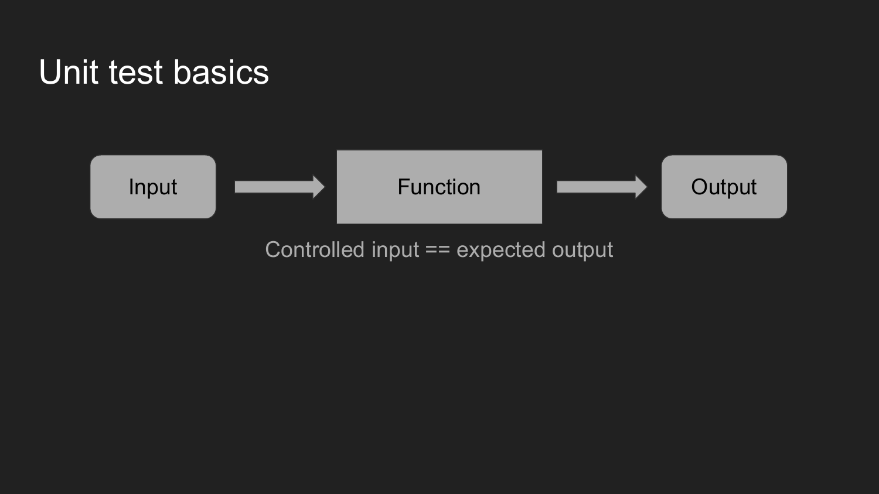# Unit test basics

Input → Function → Output

Controlled input == expected output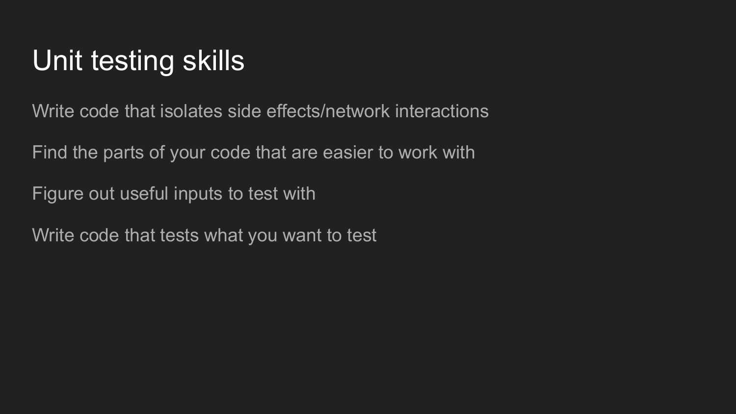# Unit testing skills

Write code that isolates side effects/network interactions

Find the parts of your code that are easier to work with

Figure out useful inputs to test with

Write code that tests what you want to test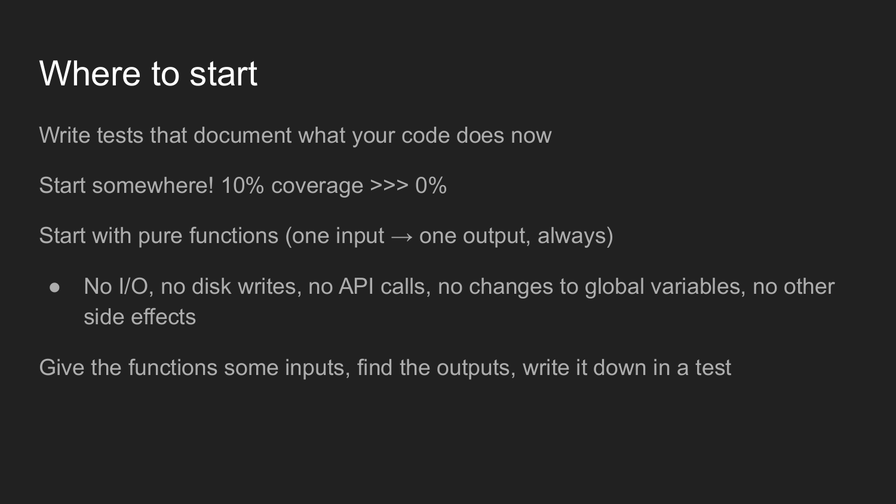# Where to start

Write tests that document what your code does now

Start somewhere! 10% coverage >>> 0%

Start with pure functions (one input → one output, always)

- No I/O, no disk writes, no API calls, no changes to global variables, no other side effects

Give the functions some inputs, find the outputs, write it down in a test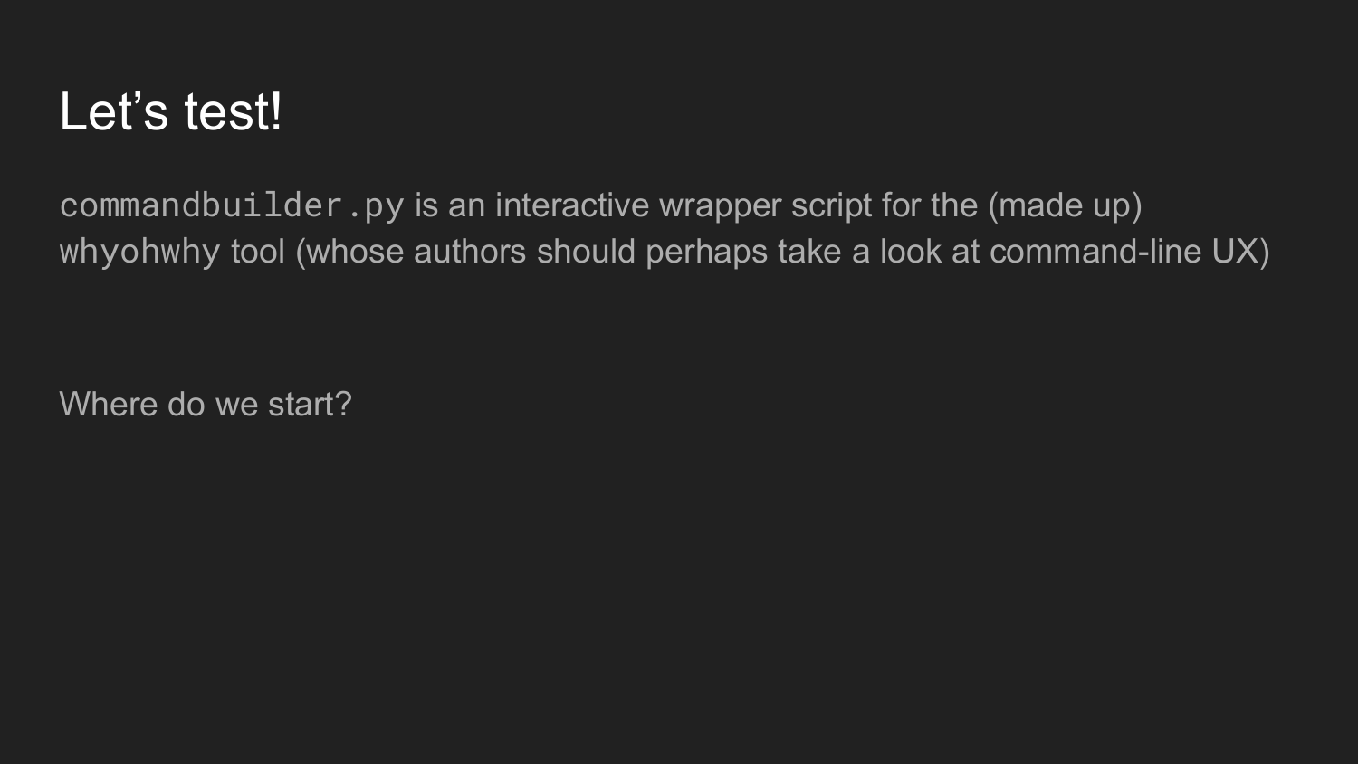# Let’s test!

`commandbuilder.py` is an interactive wrapper script for the (made up) `whyohwhy` tool (whose authors should perhaps take a look at command-line UX)

Where do we start?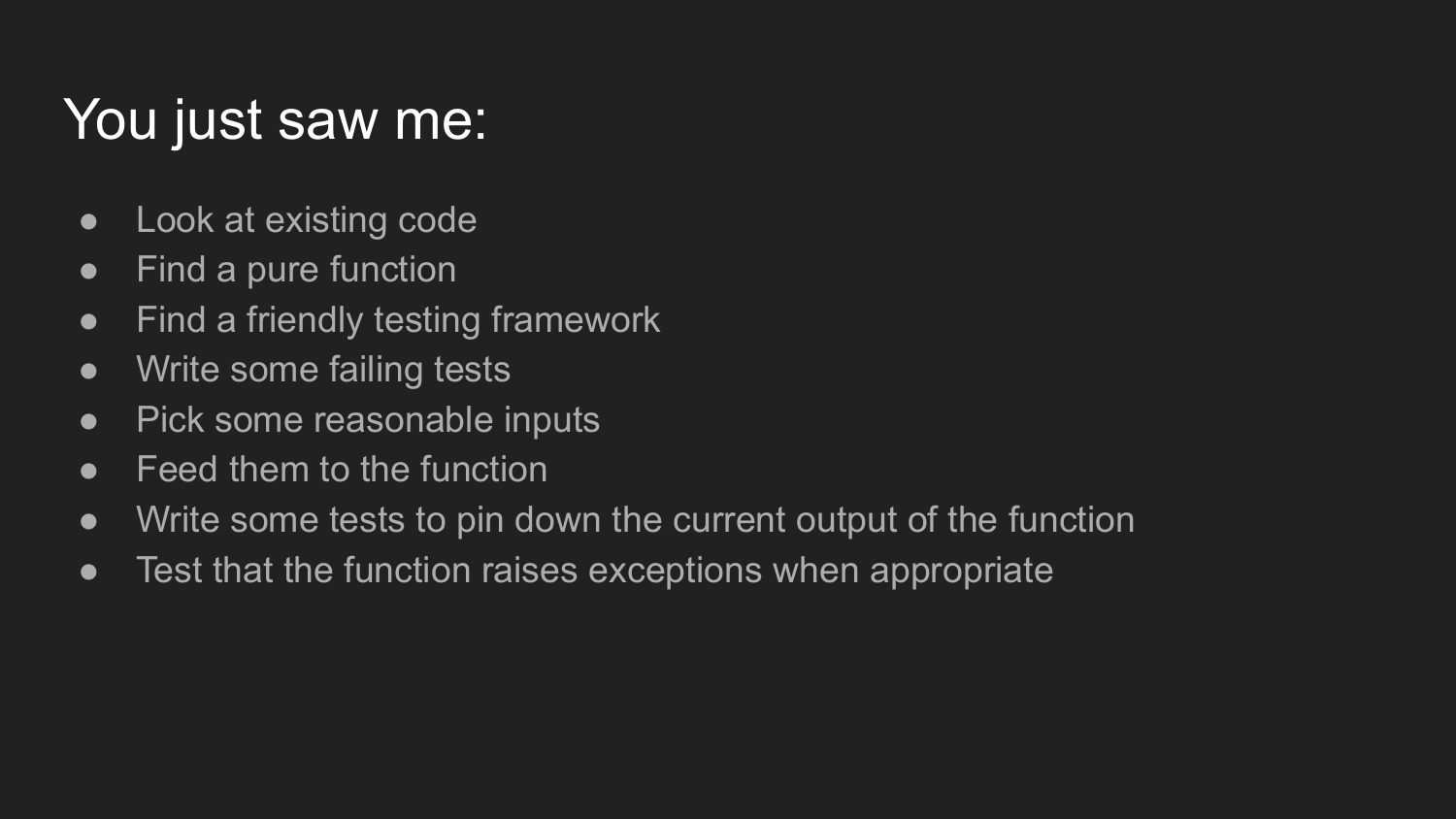# You just saw me:

- Look at existing code
- Find a pure function
- Find a friendly testing framework
- Write some failing tests
- Pick some reasonable inputs
- Feed them to the function
- Write some tests to pin down the current output of the function
- Test that the function raises exceptions when appropriate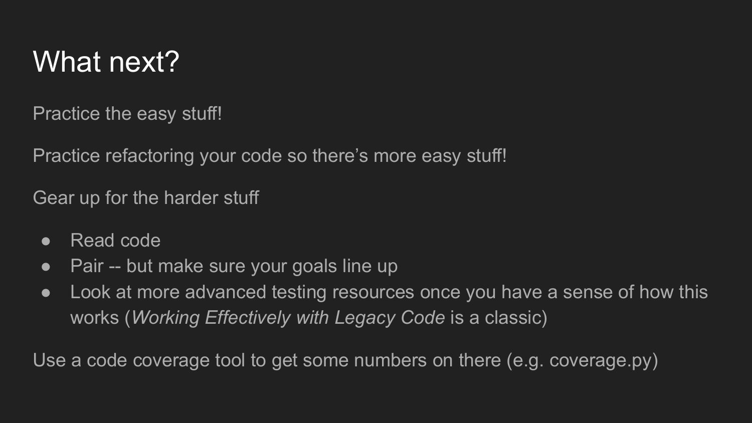# What next?

Practice the easy stuff!

Practice refactoring your code so there's more easy stuff!

Gear up for the harder stuff

- Read code
- Pair -- but make sure your goals line up
- Look at more advanced testing resources once you have a sense of how this works (*Working Effectively with Legacy Code* is a classic)

Use a code coverage tool to get some numbers on there (e.g. coverage.py)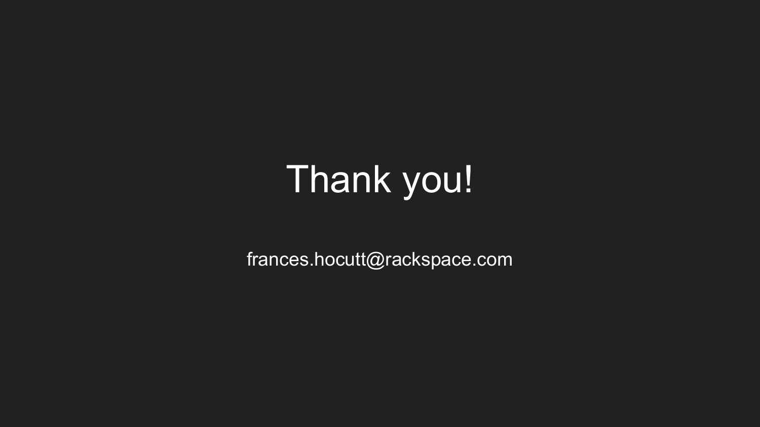# Thank you!

frances.hocutt@rackspace.com